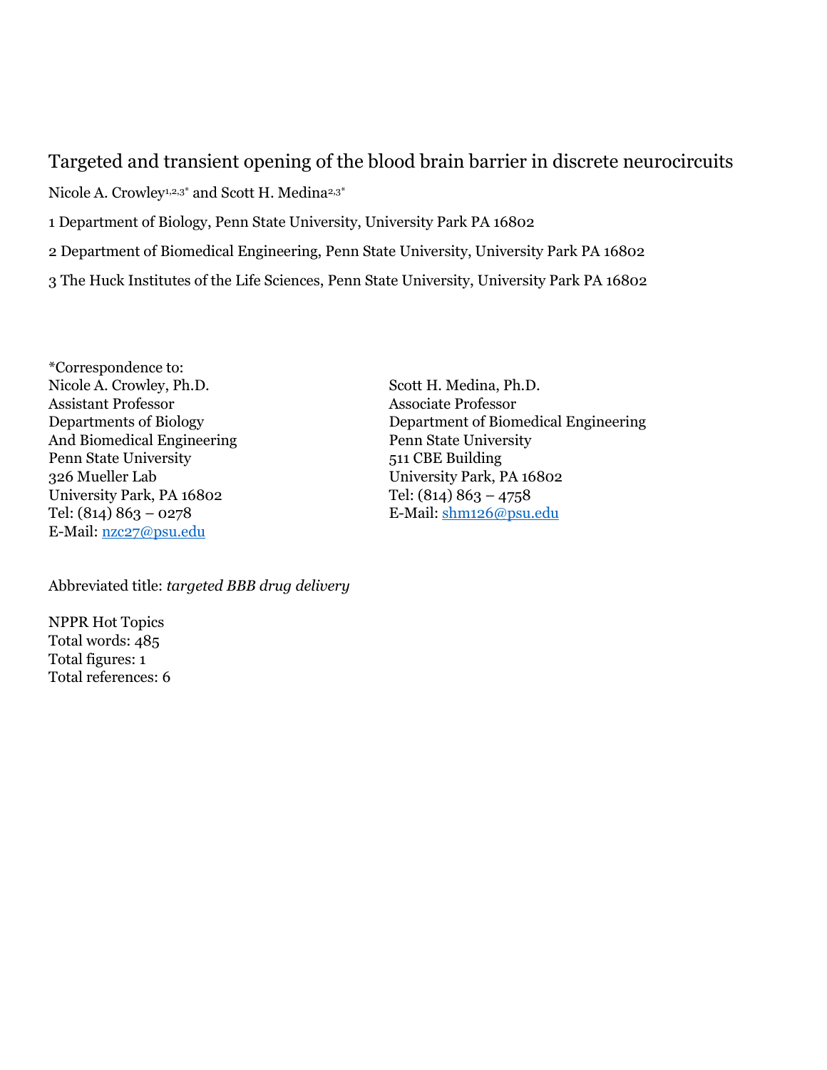# Targeted and transient opening of the blood brain barrier in discrete neurocircuits

Nicole A. Crowley[1,2,3*] and Scott H. Medina[2,3*]

1 Department of Biology, Penn State University, University Park PA 16802

2 Department of Biomedical Engineering, Penn State University, University Park PA 16802

3 The Huck Institutes of the Life Sciences, Penn State University, University Park PA 16802

*Correspondence to:
Nicole A. Crowley, Ph.D.
Assistant Professor
Departments of Biology
And Biomedical Engineering
Penn State University
326 Mueller Lab
University Park, PA 16802
Tel: (814) 863 – 0278
E-Mail: nzc27@psu.edu

Scott H. Medina, Ph.D.
Associate Professor
Department of Biomedical Engineering
Penn State University
511 CBE Building
University Park, PA 16802
Tel: (814) 863 – 4758
E-Mail: shm126@psu.edu

Abbreviated title: *targeted BBB drug delivery*

NPPR Hot Topics
Total words: 485
Total figures: 1
Total references: 6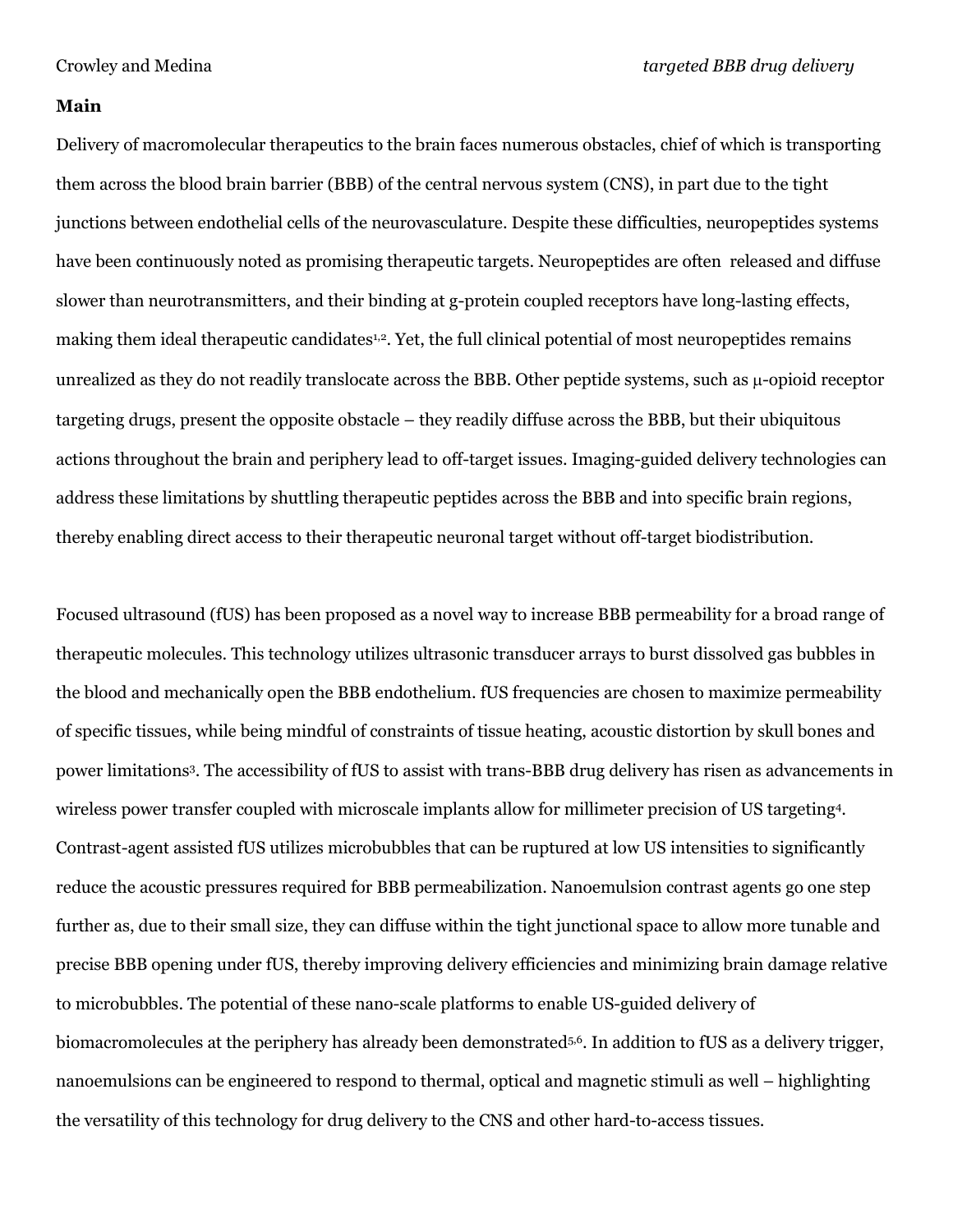## Main

Delivery of macromolecular therapeutics to the brain faces numerous obstacles, chief of which is transporting them across the blood brain barrier (BBB) of the central nervous system (CNS), in part due to the tight junctions between endothelial cells of the neurovasculature. Despite these difficulties, neuropeptides systems have been continuously noted as promising therapeutic targets. Neuropeptides are often released and diffuse slower than neurotransmitters, and their binding at g-protein coupled receptors have long-lasting effects, making them ideal therapeutic candidates[1,2]. Yet, the full clinical potential of most neuropeptides remains unrealized as they do not readily translocate across the BBB. Other peptide systems, such as μ-opioid receptor targeting drugs, present the opposite obstacle – they readily diffuse across the BBB, but their ubiquitous actions throughout the brain and periphery lead to off-target issues. Imaging-guided delivery technologies can address these limitations by shuttling therapeutic peptides across the BBB and into specific brain regions, thereby enabling direct access to their therapeutic neuronal target without off-target biodistribution.

Focused ultrasound (fUS) has been proposed as a novel way to increase BBB permeability for a broad range of therapeutic molecules. This technology utilizes ultrasonic transducer arrays to burst dissolved gas bubbles in the blood and mechanically open the BBB endothelium. fUS frequencies are chosen to maximize permeability of specific tissues, while being mindful of constraints of tissue heating, acoustic distortion by skull bones and power limitations[3]. The accessibility of fUS to assist with trans-BBB drug delivery has risen as advancements in wireless power transfer coupled with microscale implants allow for millimeter precision of US targeting[4]. Contrast-agent assisted fUS utilizes microbubbles that can be ruptured at low US intensities to significantly reduce the acoustic pressures required for BBB permeabilization. Nanoemulsion contrast agents go one step further as, due to their small size, they can diffuse within the tight junctional space to allow more tunable and precise BBB opening under fUS, thereby improving delivery efficiencies and minimizing brain damage relative to microbubbles. The potential of these nano-scale platforms to enable US-guided delivery of biomacromolecules at the periphery has already been demonstrated[5,6]. In addition to fUS as a delivery trigger, nanoemulsions can be engineered to respond to thermal, optical and magnetic stimuli as well – highlighting the versatility of this technology for drug delivery to the CNS and other hard-to-access tissues.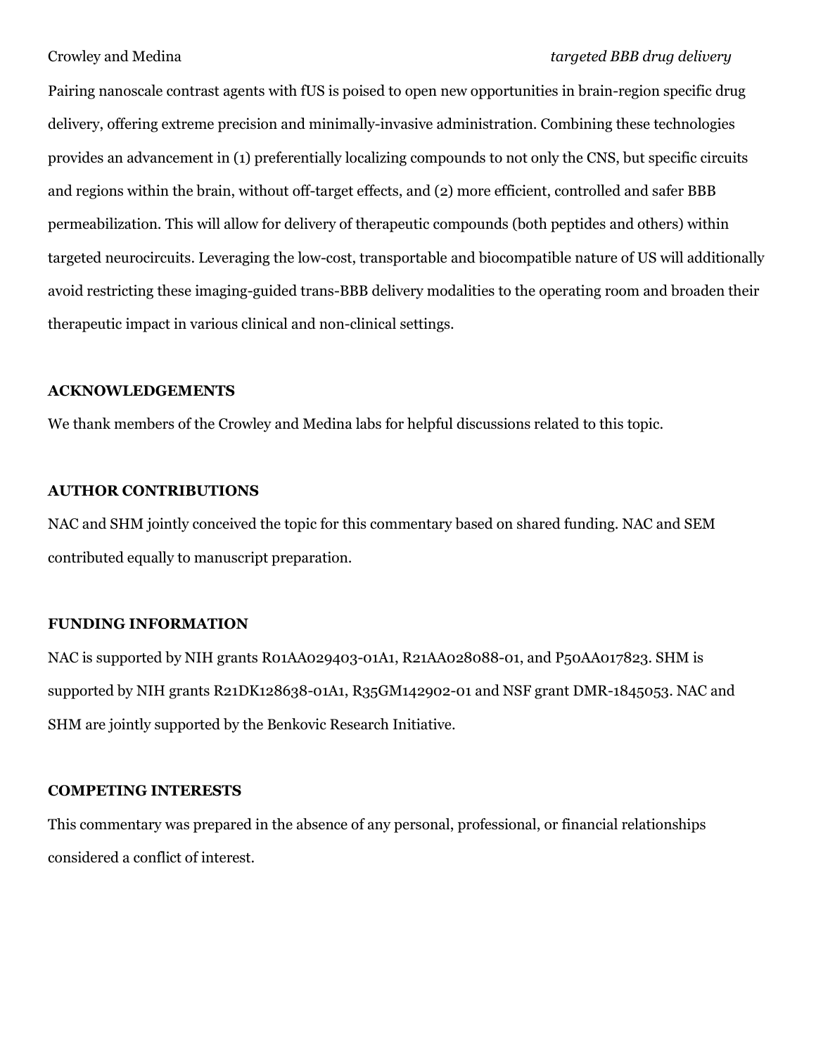Pairing nanoscale contrast agents with fUS is poised to open new opportunities in brain-region specific drug delivery, offering extreme precision and minimally-invasive administration. Combining these technologies provides an advancement in (1) preferentially localizing compounds to not only the CNS, but specific circuits and regions within the brain, without off-target effects, and (2) more efficient, controlled and safer BBB permeabilization. This will allow for delivery of therapeutic compounds (both peptides and others) within targeted neurocircuits. Leveraging the low-cost, transportable and biocompatible nature of US will additionally avoid restricting these imaging-guided trans-BBB delivery modalities to the operating room and broaden their therapeutic impact in various clinical and non-clinical settings.

## ACKNOWLEDGEMENTS

We thank members of the Crowley and Medina labs for helpful discussions related to this topic.

## AUTHOR CONTRIBUTIONS

NAC and SHM jointly conceived the topic for this commentary based on shared funding. NAC and SEM contributed equally to manuscript preparation.

## FUNDING INFORMATION

NAC is supported by NIH grants R01AA029403-01A1, R21AA028088-01, and P50AA017823. SHM is supported by NIH grants R21DK128638-01A1, R35GM142902-01 and NSF grant DMR-1845053. NAC and SHM are jointly supported by the Benkovic Research Initiative.

## COMPETING INTERESTS

This commentary was prepared in the absence of any personal, professional, or financial relationships considered a conflict of interest.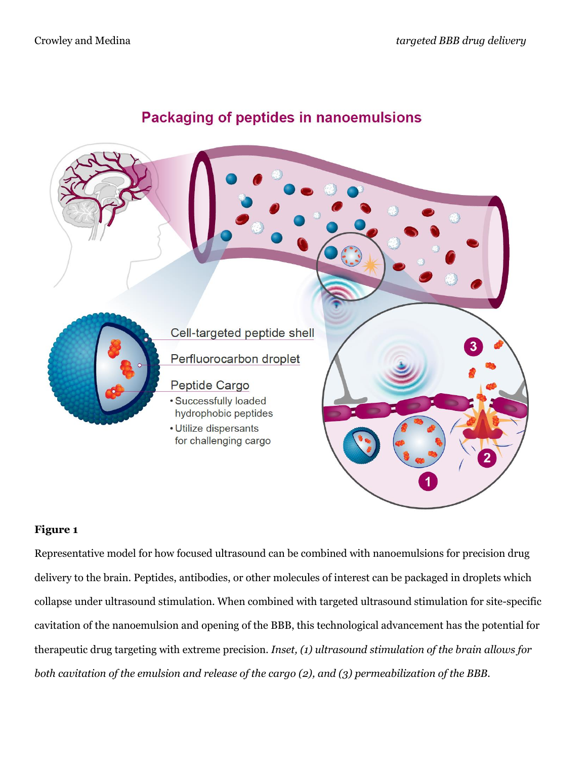**Figure 1**

Representative model for how focused ultrasound can be combined with nanoemulsions for precision drug delivery to the brain. Peptides, antibodies, or other molecules of interest can be packaged in droplets which collapse under ultrasound stimulation. When combined with targeted ultrasound stimulation for site-specific cavitation of the nanoemulsion and opening of the BBB, this technological advancement has the potential for therapeutic drug targeting with extreme precision. *Inset, (1) ultrasound stimulation of the brain allows for both cavitation of the emulsion and release of the cargo (2), and (3) permeabilization of the BBB.*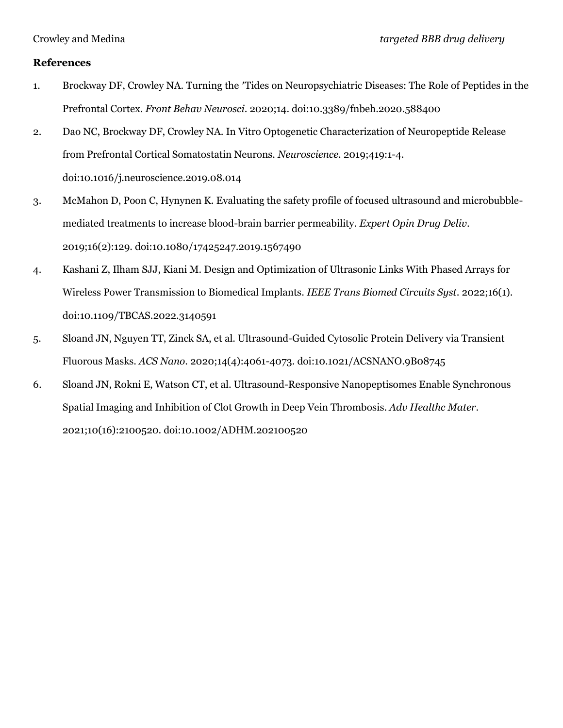**References**

1. Brockway DF, Crowley NA. Turning the ′Tides on Neuropsychiatric Diseases: The Role of Peptides in the Prefrontal Cortex. *Front Behav Neurosci*. 2020;14. doi:10.3389/fnbeh.2020.588400
2. Dao NC, Brockway DF, Crowley NA. In Vitro Optogenetic Characterization of Neuropeptide Release from Prefrontal Cortical Somatostatin Neurons. *Neuroscience*. 2019;419:1-4. doi:10.1016/j.neuroscience.2019.08.014
3. McMahon D, Poon C, Hynynen K. Evaluating the safety profile of focused ultrasound and microbubble-mediated treatments to increase blood-brain barrier permeability. *Expert Opin Drug Deliv*. 2019;16(2):129. doi:10.1080/17425247.2019.1567490
4. Kashani Z, Ilham SJJ, Kiani M. Design and Optimization of Ultrasonic Links With Phased Arrays for Wireless Power Transmission to Biomedical Implants. *IEEE Trans Biomed Circuits Syst*. 2022;16(1). doi:10.1109/TBCAS.2022.3140591
5. Sloand JN, Nguyen TT, Zinck SA, et al. Ultrasound-Guided Cytosolic Protein Delivery via Transient Fluorous Masks. *ACS Nano*. 2020;14(4):4061-4073. doi:10.1021/ACSNANO.9B08745
6. Sloand JN, Rokni E, Watson CT, et al. Ultrasound-Responsive Nanopeptisomes Enable Synchronous Spatial Imaging and Inhibition of Clot Growth in Deep Vein Thrombosis. *Adv Healthc Mater*. 2021;10(16):2100520. doi:10.1002/ADHM.202100520